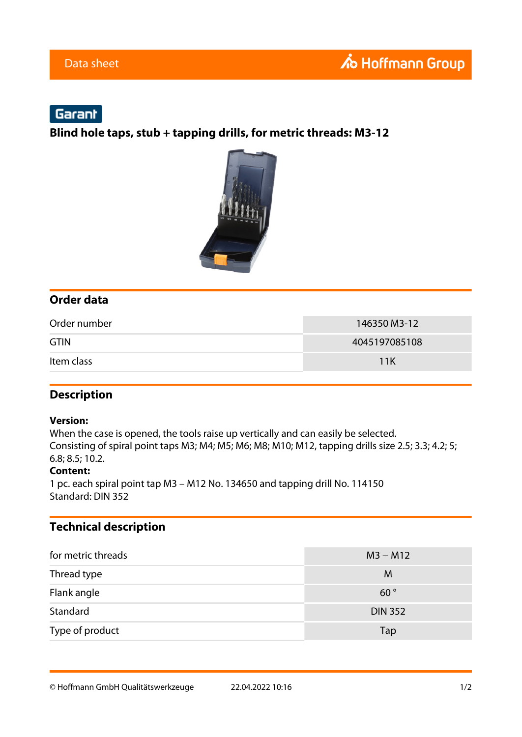Data sheet

Garant

# Blind hole taps, stub + tapping drills, for metric threads: M3-12

## Order data

| | |
|---|---|
| Order number | 146350 M3-12 |
| GTIN | 4045197085108 |
| Item class | 11K |

## Description

**Version:**
When the case is opened, the tools raise up vertically and can easily be selected.
Consisting of spiral point taps M3; M4; M5; M6; M8; M10; M12, tapping drills size 2.5; 3.3; 4.2; 5; 6.8; 8.5; 10.2.
**Content:**
1 pc. each spiral point tap M3 – M12 No. 134650 and tapping drill No. 114150
Standard: DIN 352

## Technical description

| | |
|---|---|
| for metric threads | M3 – M12 |
| Thread type | M |
| Flank angle | 60 ° |
| Standard | DIN 352 |
| Type of product | Tap |

© Hoffmann GmbH Qualitätswerkzeuge 22.04.2022 10:16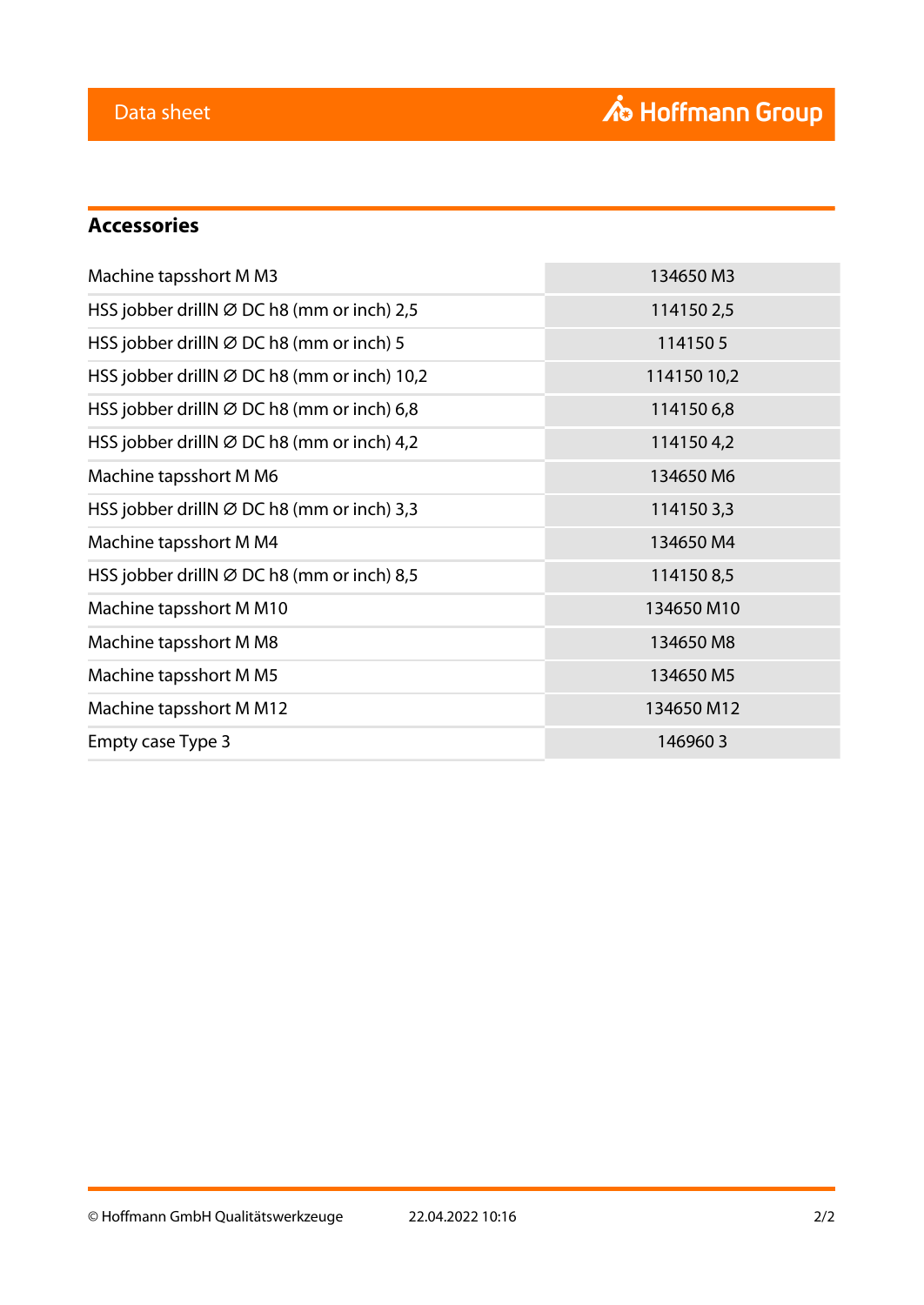## Accessories

| | |
|---|---|
| Machine tapsshort M M3 | 134650 M3 |
| HSS jobber drillN ∅ DC h8 (mm or inch) 2,5 | 114150 2,5 |
| HSS jobber drillN ∅ DC h8 (mm or inch) 5 | 114150 5 |
| HSS jobber drillN ∅ DC h8 (mm or inch) 10,2 | 114150 10,2 |
| HSS jobber drillN ∅ DC h8 (mm or inch) 6,8 | 114150 6,8 |
| HSS jobber drillN ∅ DC h8 (mm or inch) 4,2 | 114150 4,2 |
| Machine tapsshort M M6 | 134650 M6 |
| HSS jobber drillN ∅ DC h8 (mm or inch) 3,3 | 114150 3,3 |
| Machine tapsshort M M4 | 134650 M4 |
| HSS jobber drillN ∅ DC h8 (mm or inch) 8,5 | 114150 8,5 |
| Machine tapsshort M M10 | 134650 M10 |
| Machine tapsshort M M8 | 134650 M8 |
| Machine tapsshort M M5 | 134650 M5 |
| Machine tapsshort M M12 | 134650 M12 |
| Empty case Type 3 | 146960 3 |